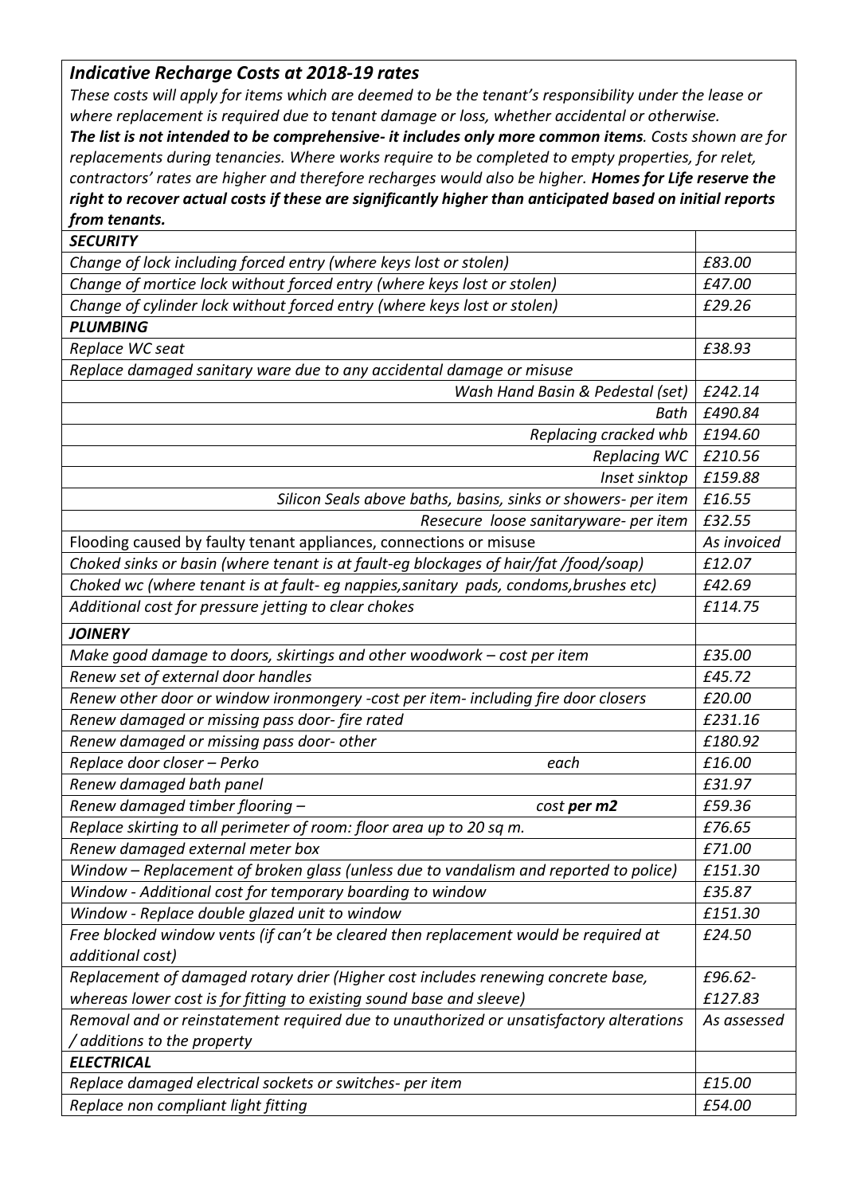## *Indicative Recharge Costs at 2018-19 rates*

*These costs will apply for items which are deemed to be the tenant's responsibility under the lease or where replacement is required due to tenant damage or loss, whether accidental or otherwise.* ***The list is not intended to be comprehensive- it includes only more common items****. Costs shown are for replacements during tenancies. Where works require to be completed to empty properties, for relet, contractors' rates are higher and therefore recharges would also be higher.* ***Homes for Life reserve the right to recover actual costs if these are significantly higher than anticipated based on initial reports from tenants.***

| | |
|---|---|
| ***SECURITY*** | |
| *Change of lock including forced entry (where keys lost or stolen)* | *£83.00* |
| *Change of mortice lock without forced entry (where keys lost or stolen)* | *£47.00* |
| *Change of cylinder lock without forced entry (where keys lost or stolen)* | *£29.26* |
| ***PLUMBING*** | |
| *Replace WC seat* | *£38.93* |
| *Replace damaged sanitary ware due to any accidental damage or misuse* | |
| *Wash Hand Basin & Pedestal (set)* | *£242.14* |
| *Bath* | *£490.84* |
| *Replacing cracked whb* | *£194.60* |
| *Replacing WC* | *£210.56* |
| *Inset sinktop* | *£159.88* |
| *Silicon Seals above baths, basins, sinks or showers- per item* | *£16.55* |
| *Resecure loose sanitaryware- per item* | *£32.55* |
| Flooding caused by faulty tenant appliances, connections or misuse | *As invoiced* |
| *Choked sinks or basin (where tenant is at fault-eg blockages of hair/fat /food/soap)* | *£12.07* |
| *Choked wc (where tenant is at fault- eg nappies,sanitary pads, condoms,brushes etc)* | *£42.69* |
| *Additional cost for pressure jetting to clear chokes* | *£114.75* |
| ***JOINERY*** | |
| *Make good damage to doors, skirtings and other woodwork – cost per item* | *£35.00* |
| *Renew set of external door handles* | *£45.72* |
| *Renew other door or window ironmongery -cost per item- including fire door closers* | *£20.00* |
| *Renew damaged or missing pass door- fire rated* | *£231.16* |
| *Renew damaged or missing pass door- other* | *£180.92* |
| *Replace door closer – Perko each* | *£16.00* |
| *Renew damaged bath panel* | *£31.97* |
| *Renew damaged timber flooring – cost* ***per m2*** | *£59.36* |
| *Replace skirting to all perimeter of room: floor area up to 20 sq m.* | *£76.65* |
| *Renew damaged external meter box* | *£71.00* |
| *Window – Replacement of broken glass (unless due to vandalism and reported to police)* | *£151.30* |
| *Window - Additional cost for temporary boarding to window* | *£35.87* |
| *Window - Replace double glazed unit to window* | *£151.30* |
| *Free blocked window vents (if can't be cleared then replacement would be required at additional cost)* | *£24.50* |
| *Replacement of damaged rotary drier (Higher cost includes renewing concrete base, whereas lower cost is for fitting to existing sound base and sleeve)* | *£96.62-£127.83* |
| *Removal and or reinstatement required due to unauthorized or unsatisfactory alterations / additions to the property* | *As assessed* |
| ***ELECTRICAL*** | |
| *Replace damaged electrical sockets or switches- per item* | *£15.00* |
| *Replace non compliant light fitting* | *£54.00* |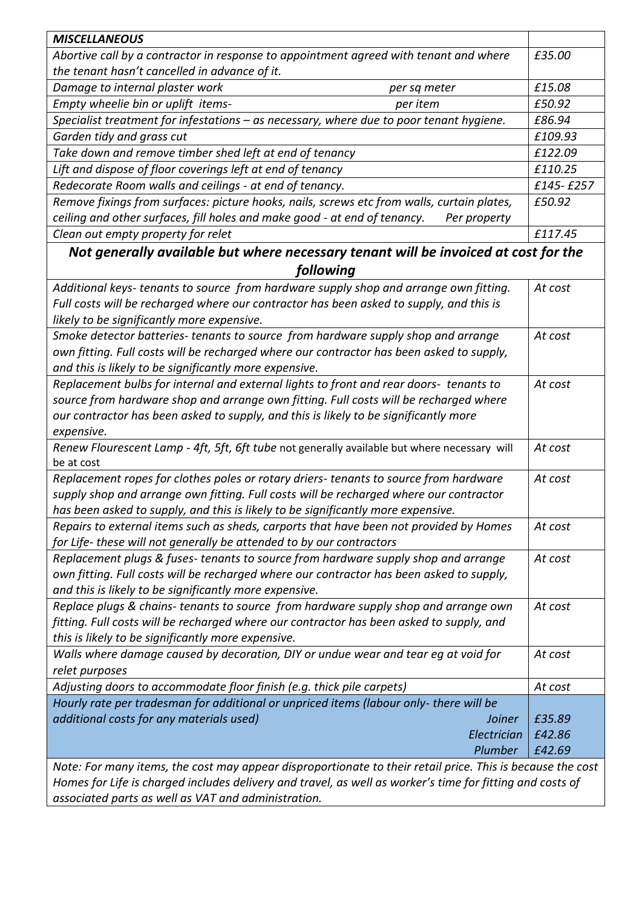| *MISCELLANEOUS* | |
|---|---|
| *Abortive call by a contractor in response to appointment agreed with tenant and where the tenant hasn't cancelled in advance of it.* | *£35.00* |
| *Damage to internal plaster work per sq meter* | *£15.08* |
| *Empty wheelie bin or uplift items- per item* | *£50.92* |
| *Specialist treatment for infestations – as necessary, where due to poor tenant hygiene.* | *£86.94* |
| *Garden tidy and grass cut* | *£109.93* |
| *Take down and remove timber shed left at end of tenancy* | *£122.09* |
| *Lift and dispose of floor coverings left at end of tenancy* | *£110.25* |
| *Redecorate Room walls and ceilings - at end of tenancy.* | *£145- £257* |
| *Remove fixings from surfaces: picture hooks, nails, screws etc from walls, curtain plates, ceiling and other surfaces, fill holes and make good - at end of tenancy. Per property* | *£50.92* |
| *Clean out empty property for relet* | *£117.45* |
| ***Not generally available but where necessary tenant will be invoiced at cost for the following*** | |
| *Additional keys- tenants to source from hardware supply shop and arrange own fitting. Full costs will be recharged where our contractor has been asked to supply, and this is likely to be significantly more expensive.* | *At cost* |
| *Smoke detector batteries- tenants to source from hardware supply shop and arrange own fitting. Full costs will be recharged where our contractor has been asked to supply, and this is likely to be significantly more expensive.* | *At cost* |
| *Replacement bulbs for internal and external lights to front and rear doors- tenants to source from hardware shop and arrange own fitting. Full costs will be recharged where our contractor has been asked to supply, and this is likely to be significantly more expensive.* | *At cost* |
| *Renew Flourescent Lamp - 4ft, 5ft, 6ft tube* not generally available but where necessary will be at cost | *At cost* |
| *Replacement ropes for clothes poles or rotary driers- tenants to source from hardware supply shop and arrange own fitting. Full costs will be recharged where our contractor has been asked to supply, and this is likely to be significantly more expensive.* | *At cost* |
| *Repairs to external items such as sheds, carports that have been not provided by Homes for Life- these will not generally be attended to by our contractors* | *At cost* |
| *Replacement plugs & fuses- tenants to source from hardware supply shop and arrange own fitting. Full costs will be recharged where our contractor has been asked to supply, and this is likely to be significantly more expensive.* | *At cost* |
| *Replace plugs & chains- tenants to source from hardware supply shop and arrange own fitting. Full costs will be recharged where our contractor has been asked to supply, and this is likely to be significantly more expensive.* | *At cost* |
| *Walls where damage caused by decoration, DIY or undue wear and tear eg at void for relet purposes* | *At cost* |
| *Adjusting doors to accommodate floor finish (e.g. thick pile carpets)* | *At cost* |
| *Hourly rate per tradesman for additional or unpriced items (labour only- there will be additional costs for any materials used)* *Joiner* | *£35.89* |
| *Electrician* | *£42.86* |
| *Plumber* | *£42.69* |
| *Note: For many items, the cost may appear disproportionate to their retail price. This is because the cost Homes for Life is charged includes delivery and travel, as well as worker's time for fitting and costs of associated parts as well as VAT and administration.* | |